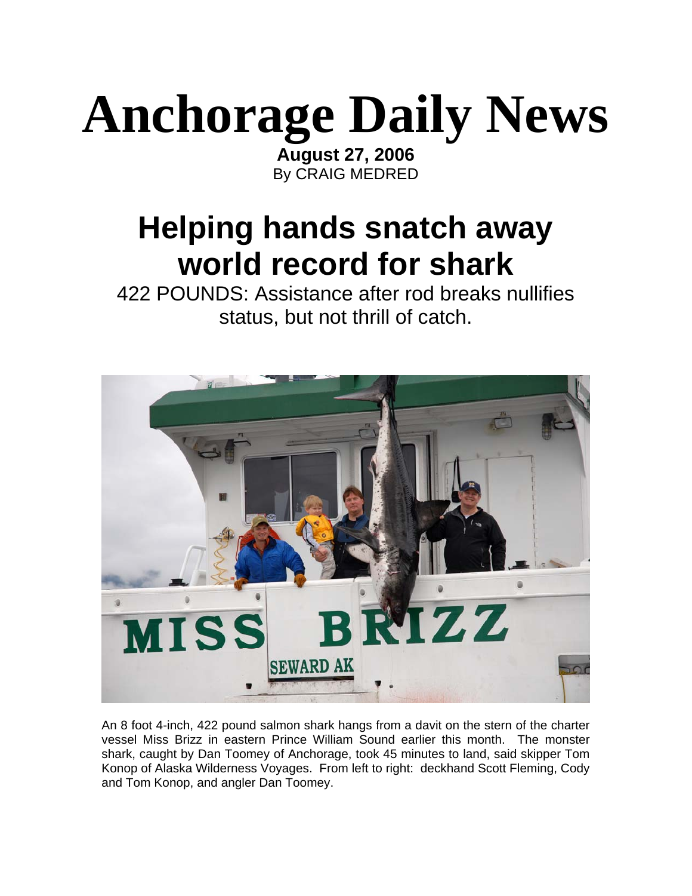# Anchorage Daily News

**August 27, 2006**
By CRAIG MEDRED

## Helping hands snatch away world record for shark

422 POUNDS: Assistance after rod breaks nullifies status, but not thrill of catch.

An 8 foot 4-inch, 422 pound salmon shark hangs from a davit on the stern of the charter vessel Miss Brizz in eastern Prince William Sound earlier this month. The monster shark, caught by Dan Toomey of Anchorage, took 45 minutes to land, said skipper Tom Konop of Alaska Wilderness Voyages. From left to right: deckhand Scott Fleming, Cody and Tom Konop, and angler Dan Toomey.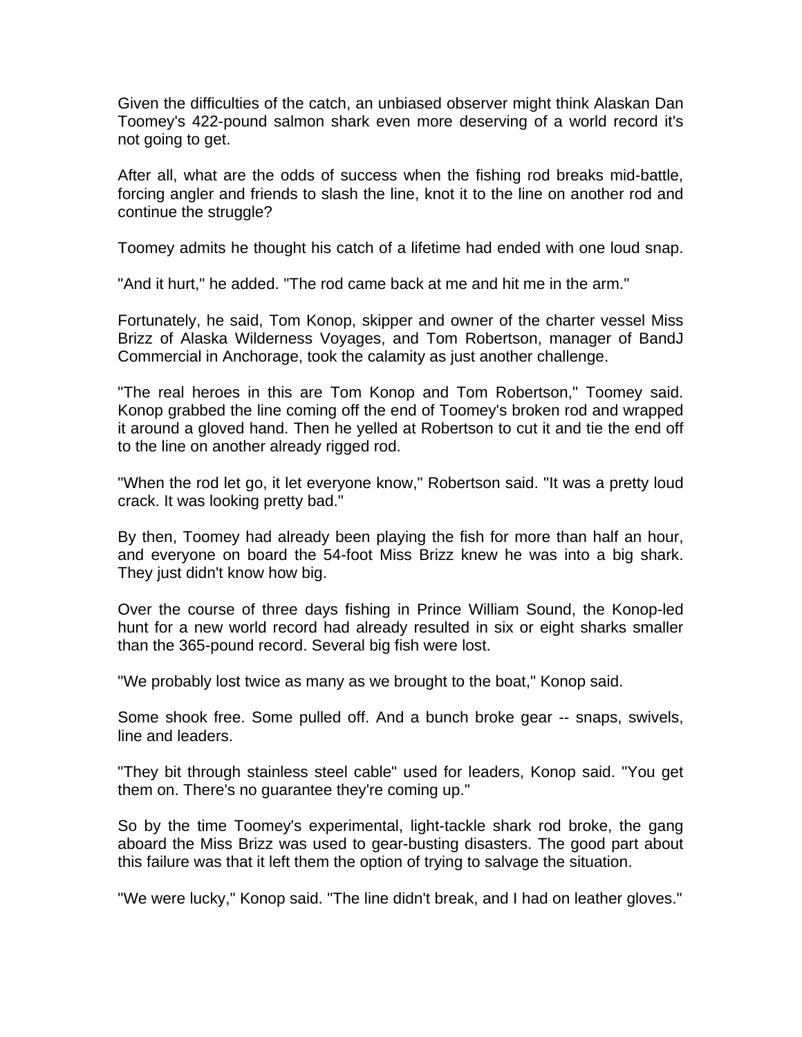Given the difficulties of the catch, an unbiased observer might think Alaskan Dan Toomey's 422-pound salmon shark even more deserving of a world record it's not going to get.

After all, what are the odds of success when the fishing rod breaks mid-battle, forcing angler and friends to slash the line, knot it to the line on another rod and continue the struggle?

Toomey admits he thought his catch of a lifetime had ended with one loud snap.

"And it hurt," he added. "The rod came back at me and hit me in the arm."

Fortunately, he said, Tom Konop, skipper and owner of the charter vessel Miss Brizz of Alaska Wilderness Voyages, and Tom Robertson, manager of BandJ Commercial in Anchorage, took the calamity as just another challenge.

"The real heroes in this are Tom Konop and Tom Robertson," Toomey said. Konop grabbed the line coming off the end of Toomey's broken rod and wrapped it around a gloved hand. Then he yelled at Robertson to cut it and tie the end off to the line on another already rigged rod.

"When the rod let go, it let everyone know," Robertson said. "It was a pretty loud crack. It was looking pretty bad."

By then, Toomey had already been playing the fish for more than half an hour, and everyone on board the 54-foot Miss Brizz knew he was into a big shark. They just didn't know how big.

Over the course of three days fishing in Prince William Sound, the Konop-led hunt for a new world record had already resulted in six or eight sharks smaller than the 365-pound record. Several big fish were lost.

"We probably lost twice as many as we brought to the boat," Konop said.

Some shook free. Some pulled off. And a bunch broke gear -- snaps, swivels, line and leaders.

"They bit through stainless steel cable" used for leaders, Konop said. "You get them on. There's no guarantee they're coming up."

So by the time Toomey's experimental, light-tackle shark rod broke, the gang aboard the Miss Brizz was used to gear-busting disasters. The good part about this failure was that it left them the option of trying to salvage the situation.

"We were lucky," Konop said. "The line didn't break, and I had on leather gloves."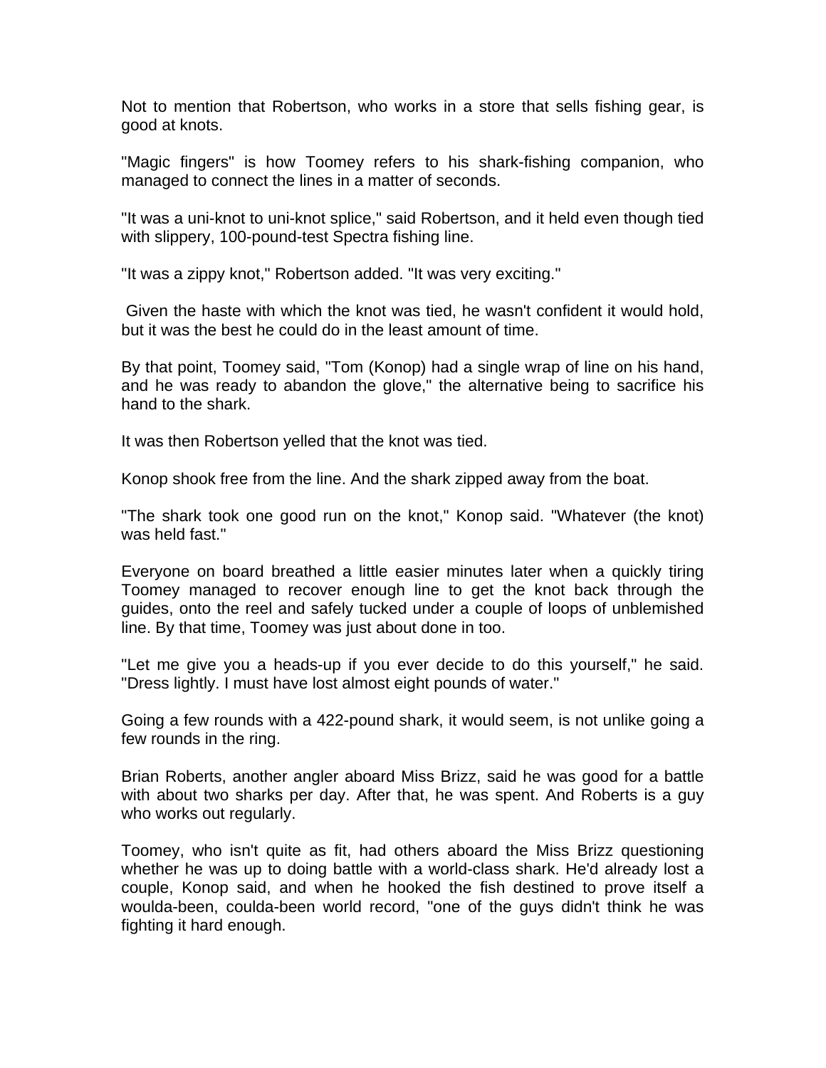Not to mention that Robertson, who works in a store that sells fishing gear, is good at knots.

"Magic fingers" is how Toomey refers to his shark-fishing companion, who managed to connect the lines in a matter of seconds.

"It was a uni-knot to uni-knot splice," said Robertson, and it held even though tied with slippery, 100-pound-test Spectra fishing line.

"It was a zippy knot," Robertson added. "It was very exciting."

Given the haste with which the knot was tied, he wasn't confident it would hold, but it was the best he could do in the least amount of time.

By that point, Toomey said, "Tom (Konop) had a single wrap of line on his hand, and he was ready to abandon the glove," the alternative being to sacrifice his hand to the shark.

It was then Robertson yelled that the knot was tied.

Konop shook free from the line. And the shark zipped away from the boat.

"The shark took one good run on the knot," Konop said. "Whatever (the knot) was held fast."

Everyone on board breathed a little easier minutes later when a quickly tiring Toomey managed to recover enough line to get the knot back through the guides, onto the reel and safely tucked under a couple of loops of unblemished line. By that time, Toomey was just about done in too.

"Let me give you a heads-up if you ever decide to do this yourself," he said. "Dress lightly. I must have lost almost eight pounds of water."

Going a few rounds with a 422-pound shark, it would seem, is not unlike going a few rounds in the ring.

Brian Roberts, another angler aboard Miss Brizz, said he was good for a battle with about two sharks per day. After that, he was spent. And Roberts is a guy who works out regularly.

Toomey, who isn't quite as fit, had others aboard the Miss Brizz questioning whether he was up to doing battle with a world-class shark. He'd already lost a couple, Konop said, and when he hooked the fish destined to prove itself a woulda-been, coulda-been world record, "one of the guys didn't think he was fighting it hard enough.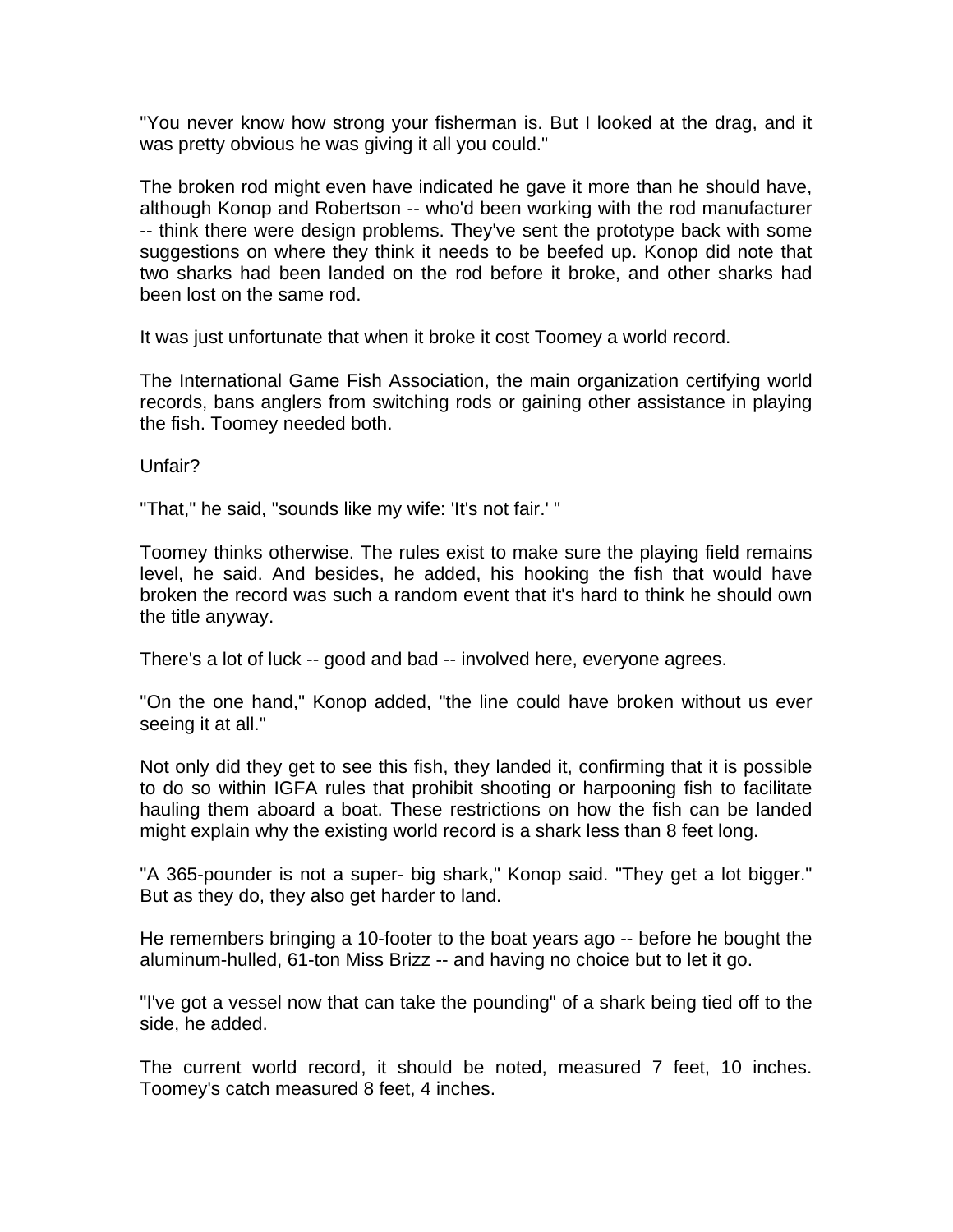"You never know how strong your fisherman is. But I looked at the drag, and it was pretty obvious he was giving it all you could."

The broken rod might even have indicated he gave it more than he should have, although Konop and Robertson -- who'd been working with the rod manufacturer -- think there were design problems. They've sent the prototype back with some suggestions on where they think it needs to be beefed up. Konop did note that two sharks had been landed on the rod before it broke, and other sharks had been lost on the same rod.

It was just unfortunate that when it broke it cost Toomey a world record.

The International Game Fish Association, the main organization certifying world records, bans anglers from switching rods or gaining other assistance in playing the fish. Toomey needed both.

Unfair?

"That," he said, "sounds like my wife: 'It's not fair.' "

Toomey thinks otherwise. The rules exist to make sure the playing field remains level, he said. And besides, he added, his hooking the fish that would have broken the record was such a random event that it's hard to think he should own the title anyway.

There's a lot of luck -- good and bad -- involved here, everyone agrees.

"On the one hand," Konop added, "the line could have broken without us ever seeing it at all."

Not only did they get to see this fish, they landed it, confirming that it is possible to do so within IGFA rules that prohibit shooting or harpooning fish to facilitate hauling them aboard a boat. These restrictions on how the fish can be landed might explain why the existing world record is a shark less than 8 feet long.

"A 365-pounder is not a super- big shark," Konop said. "They get a lot bigger." But as they do, they also get harder to land.

He remembers bringing a 10-footer to the boat years ago -- before he bought the aluminum-hulled, 61-ton Miss Brizz -- and having no choice but to let it go.

"I've got a vessel now that can take the pounding" of a shark being tied off to the side, he added.

The current world record, it should be noted, measured 7 feet, 10 inches. Toomey's catch measured 8 feet, 4 inches.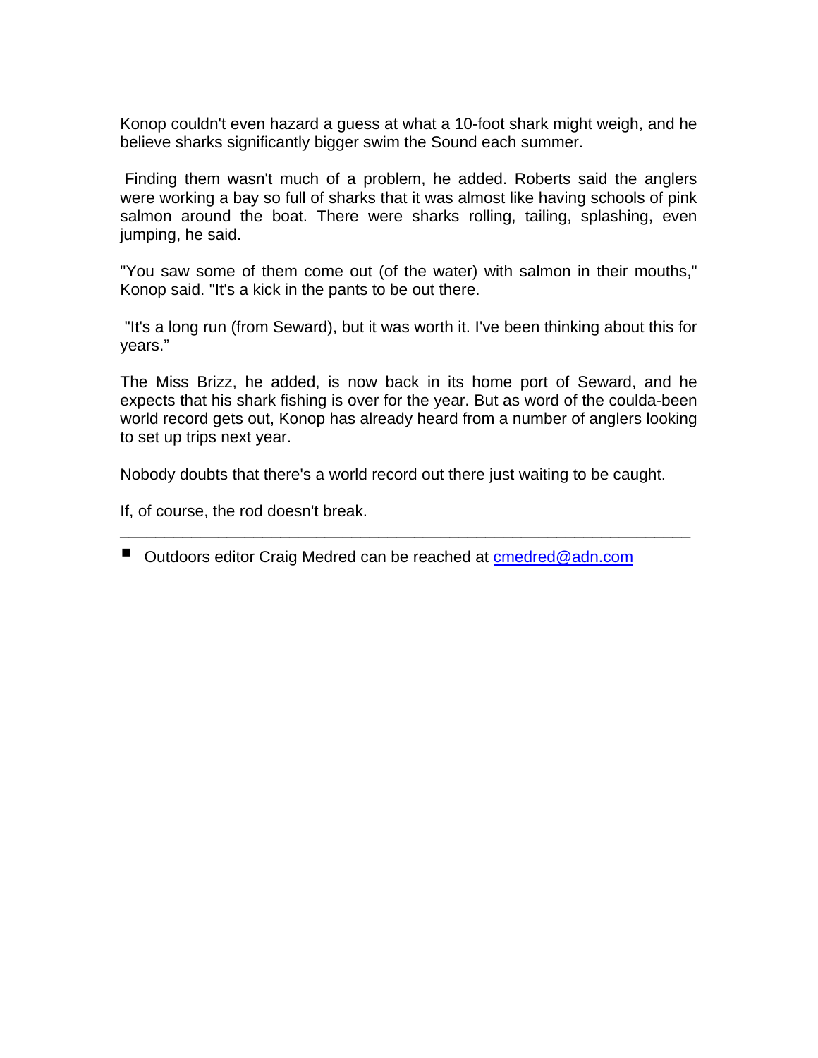Konop couldn't even hazard a guess at what a 10-foot shark might weigh, and he believe sharks significantly bigger swim the Sound each summer.

Finding them wasn't much of a problem, he added. Roberts said the anglers were working a bay so full of sharks that it was almost like having schools of pink salmon around the boat. There were sharks rolling, tailing, splashing, even jumping, he said.

"You saw some of them come out (of the water) with salmon in their mouths," Konop said. "It's a kick in the pants to be out there.

"It's a long run (from Seward), but it was worth it. I've been thinking about this for years."

The Miss Brizz, he added, is now back in its home port of Seward, and he expects that his shark fishing is over for the year. But as word of the coulda-been world record gets out, Konop has already heard from a number of anglers looking to set up trips next year.

Nobody doubts that there's a world record out there just waiting to be caught.

If, of course, the rod doesn't break.

---

- Outdoors editor Craig Medred can be reached at cmedred@adn.com